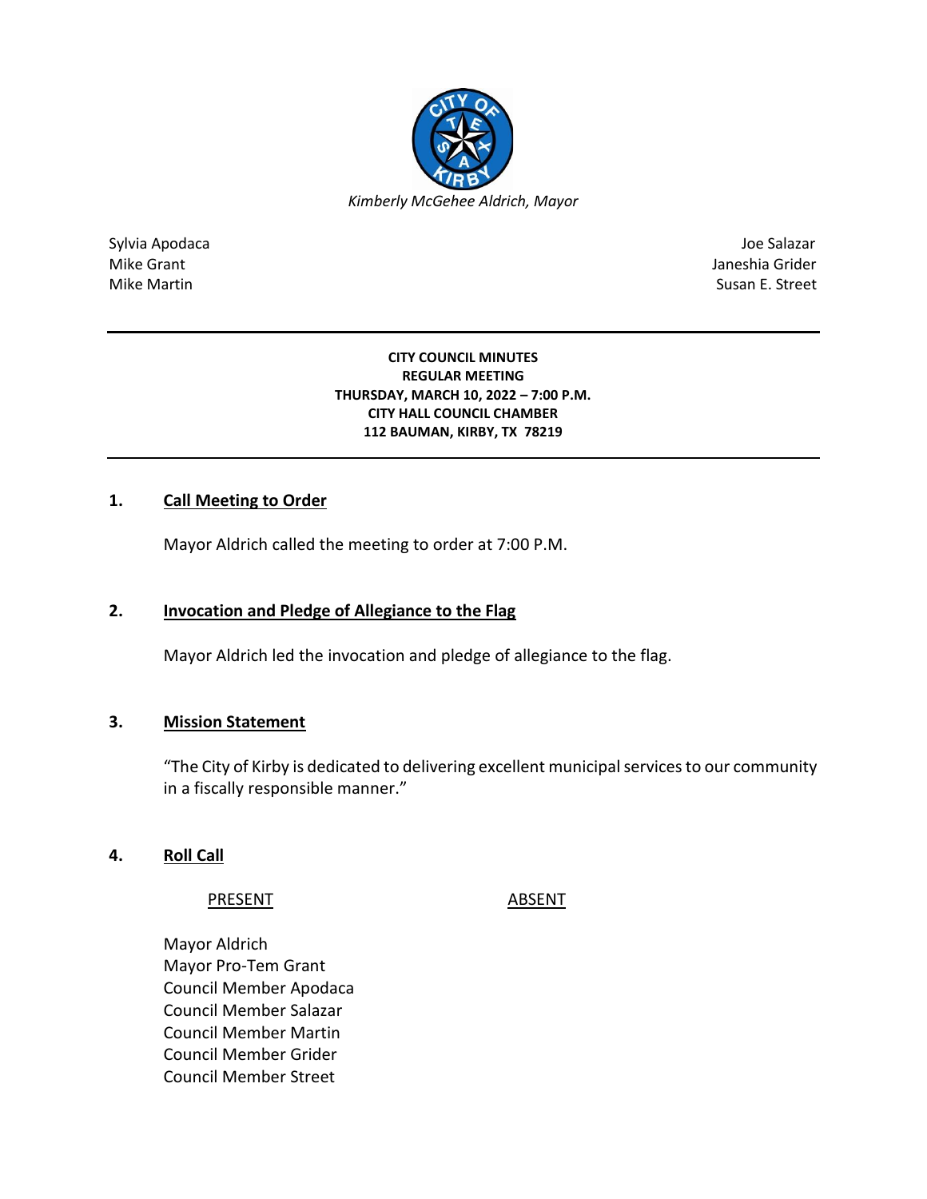*Kimberly McGehee Aldrich, Mayor*

| | |
|---|---|
| Sylvia Apodaca | Joe Salazar |
| Mike Grant | Janeshia Grider |
| Mike Martin | Susan E. Street |

**CITY COUNCIL MINUTES**
**REGULAR MEETING**
**THURSDAY, MARCH 10, 2022 – 7:00 P.M.**
**CITY HALL COUNCIL CHAMBER**
**112 BAUMAN, KIRBY, TX 78219**

## 1. Call Meeting to Order

Mayor Aldrich called the meeting to order at 7:00 P.M.

## 2. Invocation and Pledge of Allegiance to the Flag

Mayor Aldrich led the invocation and pledge of allegiance to the flag.

## 3. Mission Statement

"The City of Kirby is dedicated to delivering excellent municipal services to our community in a fiscally responsible manner."

## 4. Roll Call

| PRESENT | ABSENT |
|---|---|
| Mayor Aldrich | |
| Mayor Pro-Tem Grant | |
| Council Member Apodaca | |
| Council Member Salazar | |
| Council Member Martin | |
| Council Member Grider | |
| Council Member Street | |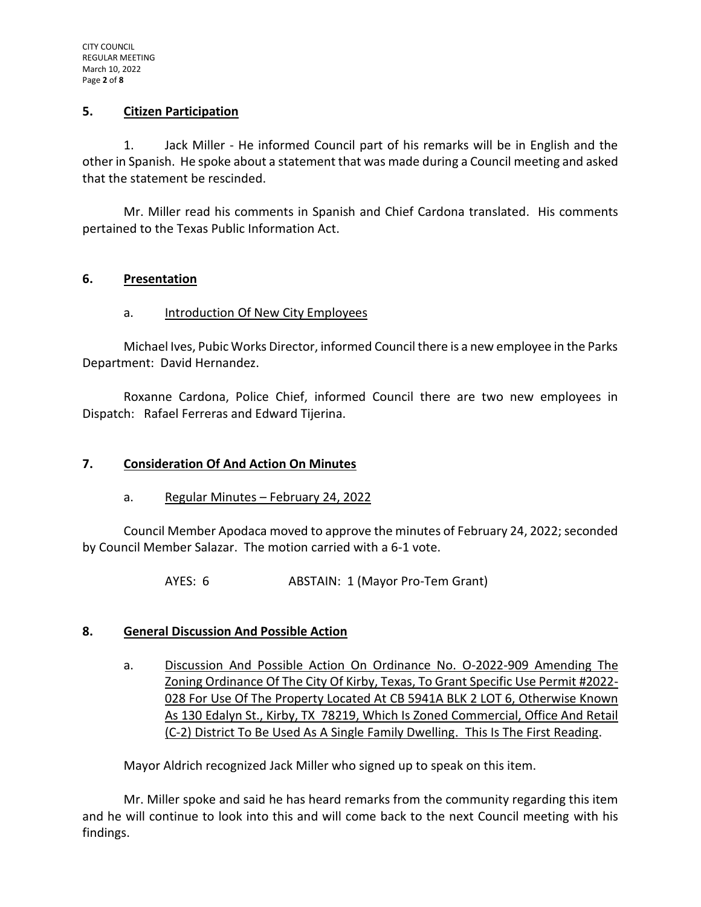## 5. Citizen Participation

1. Jack Miller - He informed Council part of his remarks will be in English and the other in Spanish. He spoke about a statement that was made during a Council meeting and asked that the statement be rescinded.

Mr. Miller read his comments in Spanish and Chief Cardona translated. His comments pertained to the Texas Public Information Act.

## 6. Presentation

a. Introduction Of New City Employees

Michael Ives, Pubic Works Director, informed Council there is a new employee in the Parks Department: David Hernandez.

Roxanne Cardona, Police Chief, informed Council there are two new employees in Dispatch: Rafael Ferreras and Edward Tijerina.

## 7. Consideration Of And Action On Minutes

a. Regular Minutes – February 24, 2022

Council Member Apodaca moved to approve the minutes of February 24, 2022; seconded by Council Member Salazar. The motion carried with a 6-1 vote.

AYES: 6 ABSTAIN: 1 (Mayor Pro-Tem Grant)

## 8. General Discussion And Possible Action

a. Discussion And Possible Action On Ordinance No. O-2022-909 Amending The Zoning Ordinance Of The City Of Kirby, Texas, To Grant Specific Use Permit #2022-028 For Use Of The Property Located At CB 5941A BLK 2 LOT 6, Otherwise Known As 130 Edalyn St., Kirby, TX 78219, Which Is Zoned Commercial, Office And Retail (C-2) District To Be Used As A Single Family Dwelling. This Is The First Reading.

Mayor Aldrich recognized Jack Miller who signed up to speak on this item.

Mr. Miller spoke and said he has heard remarks from the community regarding this item and he will continue to look into this and will come back to the next Council meeting with his findings.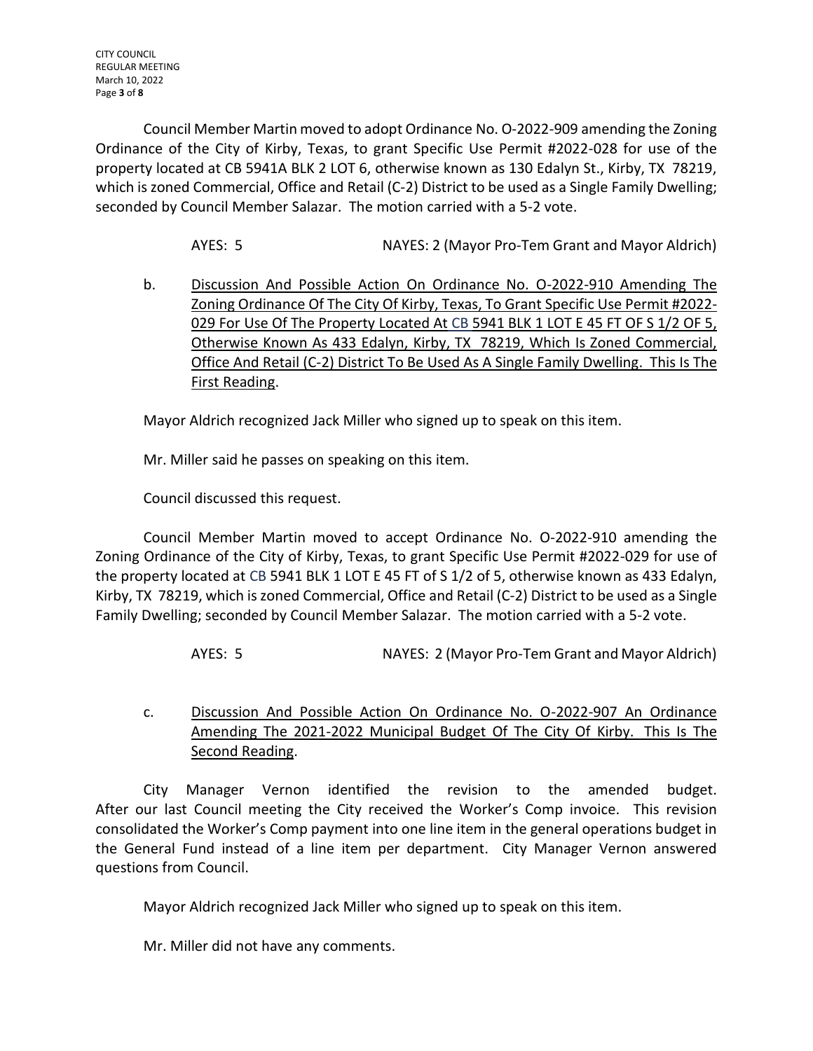Council Member Martin moved to adopt Ordinance No. O-2022-909 amending the Zoning Ordinance of the City of Kirby, Texas, to grant Specific Use Permit #2022-028 for use of the property located at CB 5941A BLK 2 LOT 6, otherwise known as 130 Edalyn St., Kirby, TX 78219, which is zoned Commercial, Office and Retail (C-2) District to be used as a Single Family Dwelling; seconded by Council Member Salazar. The motion carried with a 5-2 vote.

AYES: 5 NAYES: 2 (Mayor Pro-Tem Grant and Mayor Aldrich)

b. <u>Discussion And Possible Action On Ordinance No. O-2022-910 Amending The Zoning Ordinance Of The City Of Kirby, Texas, To Grant Specific Use Permit #2022-029 For Use Of The Property Located At CB 5941 BLK 1 LOT E 45 FT OF S 1/2 OF 5, Otherwise Known As 433 Edalyn, Kirby, TX 78219, Which Is Zoned Commercial, Office And Retail (C-2) District To Be Used As A Single Family Dwelling. This Is The First Reading</u>.

Mayor Aldrich recognized Jack Miller who signed up to speak on this item.

Mr. Miller said he passes on speaking on this item.

Council discussed this request.

Council Member Martin moved to accept Ordinance No. O-2022-910 amending the Zoning Ordinance of the City of Kirby, Texas, to grant Specific Use Permit #2022-029 for use of the property located at CB 5941 BLK 1 LOT E 45 FT of S 1/2 of 5, otherwise known as 433 Edalyn, Kirby, TX 78219, which is zoned Commercial, Office and Retail (C-2) District to be used as a Single Family Dwelling; seconded by Council Member Salazar. The motion carried with a 5-2 vote.

AYES: 5 NAYES: 2 (Mayor Pro-Tem Grant and Mayor Aldrich)

c. <u>Discussion And Possible Action On Ordinance No. O-2022-907 An Ordinance Amending The 2021-2022 Municipal Budget Of The City Of Kirby. This Is The Second Reading</u>.

City Manager Vernon identified the revision to the amended budget. After our last Council meeting the City received the Worker's Comp invoice. This revision consolidated the Worker's Comp payment into one line item in the general operations budget in the General Fund instead of a line item per department. City Manager Vernon answered questions from Council.

Mayor Aldrich recognized Jack Miller who signed up to speak on this item.

Mr. Miller did not have any comments.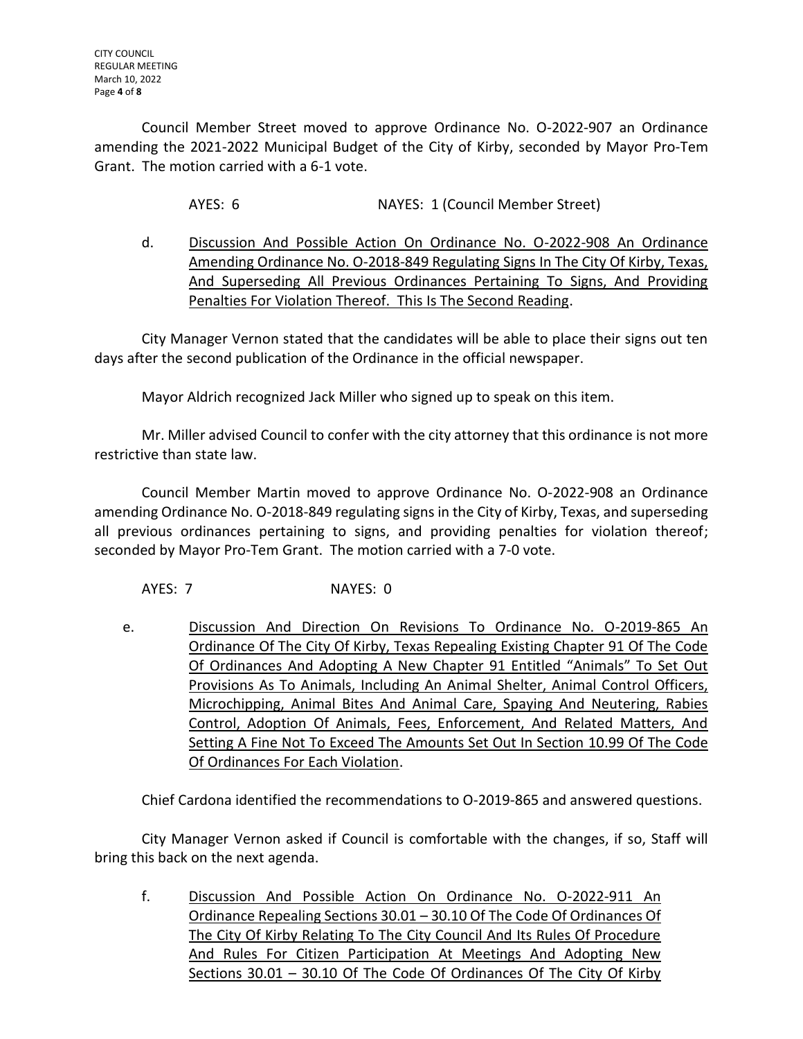Council Member Street moved to approve Ordinance No. O-2022-907 an Ordinance amending the 2021-2022 Municipal Budget of the City of Kirby, seconded by Mayor Pro-Tem Grant. The motion carried with a 6-1 vote.

AYES: 6 NAYES: 1 (Council Member Street)

d. <u>Discussion And Possible Action On Ordinance No. O-2022-908 An Ordinance Amending Ordinance No. O-2018-849 Regulating Signs In The City Of Kirby, Texas, And Superseding All Previous Ordinances Pertaining To Signs, And Providing Penalties For Violation Thereof. This Is The Second Reading</u>.

City Manager Vernon stated that the candidates will be able to place their signs out ten days after the second publication of the Ordinance in the official newspaper.

Mayor Aldrich recognized Jack Miller who signed up to speak on this item.

Mr. Miller advised Council to confer with the city attorney that this ordinance is not more restrictive than state law.

Council Member Martin moved to approve Ordinance No. O-2022-908 an Ordinance amending Ordinance No. O-2018-849 regulating signs in the City of Kirby, Texas, and superseding all previous ordinances pertaining to signs, and providing penalties for violation thereof; seconded by Mayor Pro-Tem Grant. The motion carried with a 7-0 vote.

AYES: 7 NAYES: 0

e. <u>Discussion And Direction On Revisions To Ordinance No. O-2019-865 An Ordinance Of The City Of Kirby, Texas Repealing Existing Chapter 91 Of The Code Of Ordinances And Adopting A New Chapter 91 Entitled "Animals" To Set Out Provisions As To Animals, Including An Animal Shelter, Animal Control Officers, Microchipping, Animal Bites And Animal Care, Spaying And Neutering, Rabies Control, Adoption Of Animals, Fees, Enforcement, And Related Matters, And Setting A Fine Not To Exceed The Amounts Set Out In Section 10.99 Of The Code Of Ordinances For Each Violation</u>.

Chief Cardona identified the recommendations to O-2019-865 and answered questions.

City Manager Vernon asked if Council is comfortable with the changes, if so, Staff will bring this back on the next agenda.

f. <u>Discussion And Possible Action On Ordinance No. O-2022-911 An Ordinance Repealing Sections 30.01 – 30.10 Of The Code Of Ordinances Of The City Of Kirby Relating To The City Council And Its Rules Of Procedure And Rules For Citizen Participation At Meetings And Adopting New Sections 30.01 – 30.10 Of The Code Of Ordinances Of The City Of Kirby</u>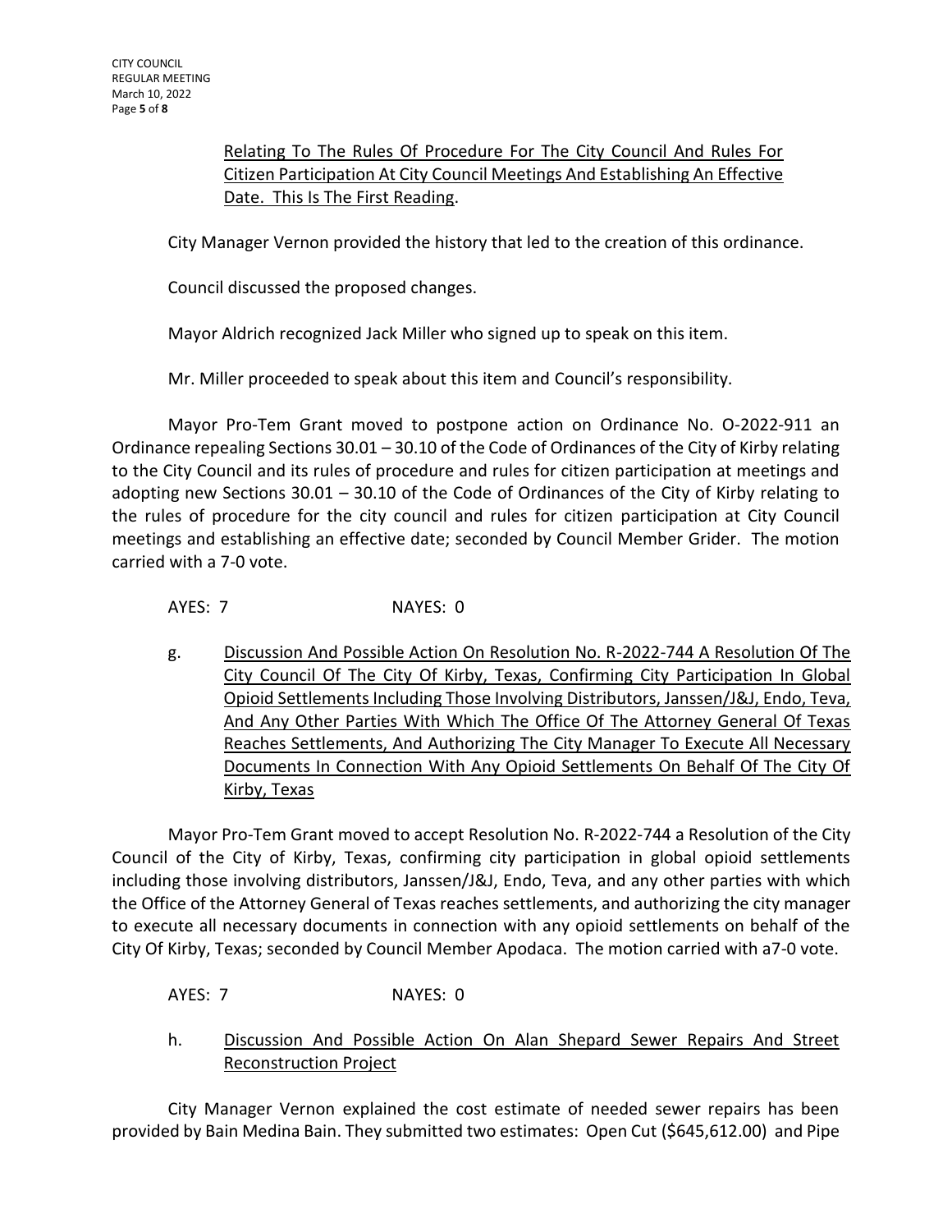Relating To The Rules Of Procedure For The City Council And Rules For Citizen Participation At City Council Meetings And Establishing An Effective Date. This Is The First Reading.

City Manager Vernon provided the history that led to the creation of this ordinance.

Council discussed the proposed changes.

Mayor Aldrich recognized Jack Miller who signed up to speak on this item.

Mr. Miller proceeded to speak about this item and Council's responsibility.

Mayor Pro-Tem Grant moved to postpone action on Ordinance No. O-2022-911 an Ordinance repealing Sections 30.01 – 30.10 of the Code of Ordinances of the City of Kirby relating to the City Council and its rules of procedure and rules for citizen participation at meetings and adopting new Sections 30.01 – 30.10 of the Code of Ordinances of the City of Kirby relating to the rules of procedure for the city council and rules for citizen participation at City Council meetings and establishing an effective date; seconded by Council Member Grider. The motion carried with a 7-0 vote.

AYES: 7 NAYES: 0

g. Discussion And Possible Action On Resolution No. R-2022-744 A Resolution Of The City Council Of The City Of Kirby, Texas, Confirming City Participation In Global Opioid Settlements Including Those Involving Distributors, Janssen/J&J, Endo, Teva, And Any Other Parties With Which The Office Of The Attorney General Of Texas Reaches Settlements, And Authorizing The City Manager To Execute All Necessary Documents In Connection With Any Opioid Settlements On Behalf Of The City Of Kirby, Texas

Mayor Pro-Tem Grant moved to accept Resolution No. R-2022-744 a Resolution of the City Council of the City of Kirby, Texas, confirming city participation in global opioid settlements including those involving distributors, Janssen/J&J, Endo, Teva, and any other parties with which the Office of the Attorney General of Texas reaches settlements, and authorizing the city manager to execute all necessary documents in connection with any opioid settlements on behalf of the City Of Kirby, Texas; seconded by Council Member Apodaca. The motion carried with a7-0 vote.

AYES: 7 NAYES: 0

h. Discussion And Possible Action On Alan Shepard Sewer Repairs And Street Reconstruction Project

City Manager Vernon explained the cost estimate of needed sewer repairs has been provided by Bain Medina Bain. They submitted two estimates: Open Cut ($645,612.00) and Pipe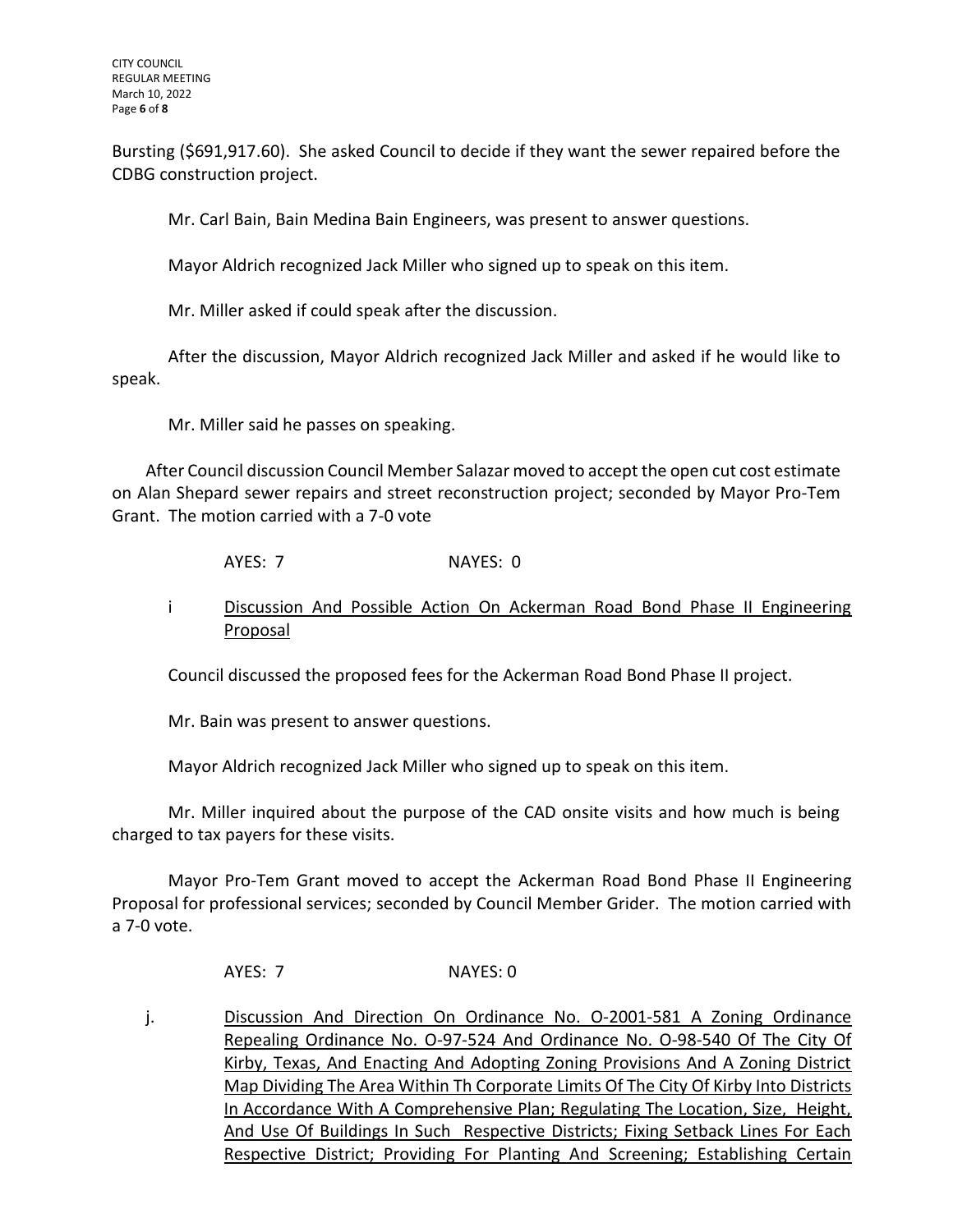Bursting ($691,917.60). She asked Council to decide if they want the sewer repaired before the CDBG construction project.

Mr. Carl Bain, Bain Medina Bain Engineers, was present to answer questions.

Mayor Aldrich recognized Jack Miller who signed up to speak on this item.

Mr. Miller asked if could speak after the discussion.

After the discussion, Mayor Aldrich recognized Jack Miller and asked if he would like to speak.

Mr. Miller said he passes on speaking.

After Council discussion Council Member Salazar moved to accept the open cut cost estimate on Alan Shepard sewer repairs and street reconstruction project; seconded by Mayor Pro-Tem Grant. The motion carried with a 7-0 vote

AYES: 7 NAYES: 0

i <u>Discussion And Possible Action On Ackerman Road Bond Phase II Engineering Proposal</u>

Council discussed the proposed fees for the Ackerman Road Bond Phase II project.

Mr. Bain was present to answer questions.

Mayor Aldrich recognized Jack Miller who signed up to speak on this item.

Mr. Miller inquired about the purpose of the CAD onsite visits and how much is being charged to tax payers for these visits.

Mayor Pro-Tem Grant moved to accept the Ackerman Road Bond Phase II Engineering Proposal for professional services; seconded by Council Member Grider. The motion carried with a 7-0 vote.

AYES: 7 NAYES: 0

j. <u>Discussion And Direction On Ordinance No. O-2001-581 A Zoning Ordinance Repealing Ordinance No. O-97-524 And Ordinance No. O-98-540 Of The City Of Kirby, Texas, And Enacting And Adopting Zoning Provisions And A Zoning District Map Dividing The Area Within Th Corporate Limits Of The City Of Kirby Into Districts In Accordance With A Comprehensive Plan; Regulating The Location, Size, Height, And Use Of Buildings In Such Respective Districts; Fixing Setback Lines For Each Respective District; Providing For Planting And Screening; Establishing Certain</u>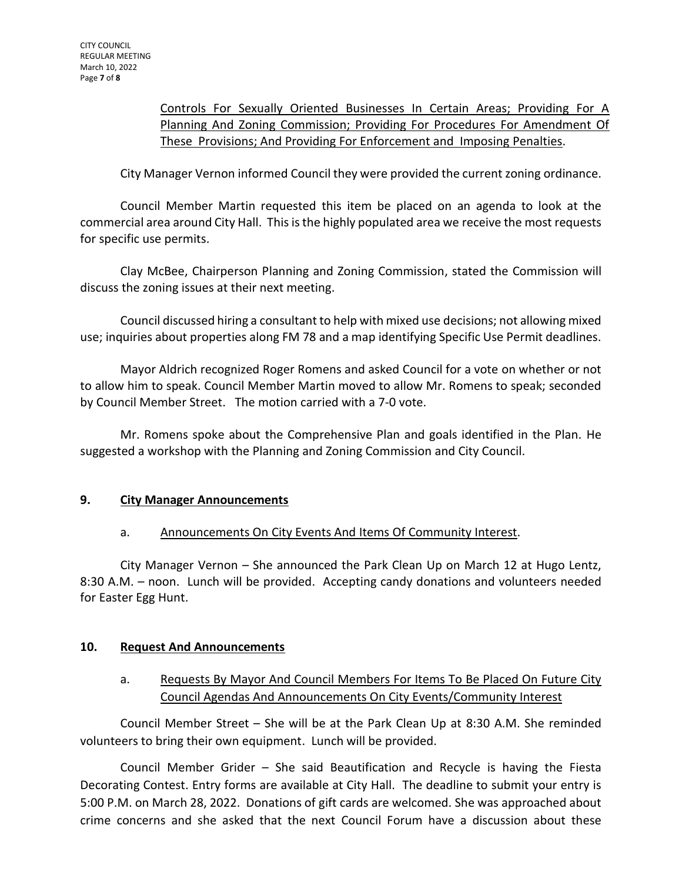Controls For Sexually Oriented Businesses In Certain Areas; Providing For A Planning And Zoning Commission; Providing For Procedures For Amendment Of These Provisions; And Providing For Enforcement and Imposing Penalties.

City Manager Vernon informed Council they were provided the current zoning ordinance.

Council Member Martin requested this item be placed on an agenda to look at the commercial area around City Hall. This is the highly populated area we receive the most requests for specific use permits.

Clay McBee, Chairperson Planning and Zoning Commission, stated the Commission will discuss the zoning issues at their next meeting.

Council discussed hiring a consultant to help with mixed use decisions; not allowing mixed use; inquiries about properties along FM 78 and a map identifying Specific Use Permit deadlines.

Mayor Aldrich recognized Roger Romens and asked Council for a vote on whether or not to allow him to speak. Council Member Martin moved to allow Mr. Romens to speak; seconded by Council Member Street. The motion carried with a 7-0 vote.

Mr. Romens spoke about the Comprehensive Plan and goals identified in the Plan. He suggested a workshop with the Planning and Zoning Commission and City Council.

## 9. City Manager Announcements

a. Announcements On City Events And Items Of Community Interest.

City Manager Vernon – She announced the Park Clean Up on March 12 at Hugo Lentz, 8:30 A.M. – noon. Lunch will be provided. Accepting candy donations and volunteers needed for Easter Egg Hunt.

## 10. Request And Announcements

a. Requests By Mayor And Council Members For Items To Be Placed On Future City Council Agendas And Announcements On City Events/Community Interest

Council Member Street – She will be at the Park Clean Up at 8:30 A.M. She reminded volunteers to bring their own equipment. Lunch will be provided.

Council Member Grider – She said Beautification and Recycle is having the Fiesta Decorating Contest. Entry forms are available at City Hall. The deadline to submit your entry is 5:00 P.M. on March 28, 2022. Donations of gift cards are welcomed. She was approached about crime concerns and she asked that the next Council Forum have a discussion about these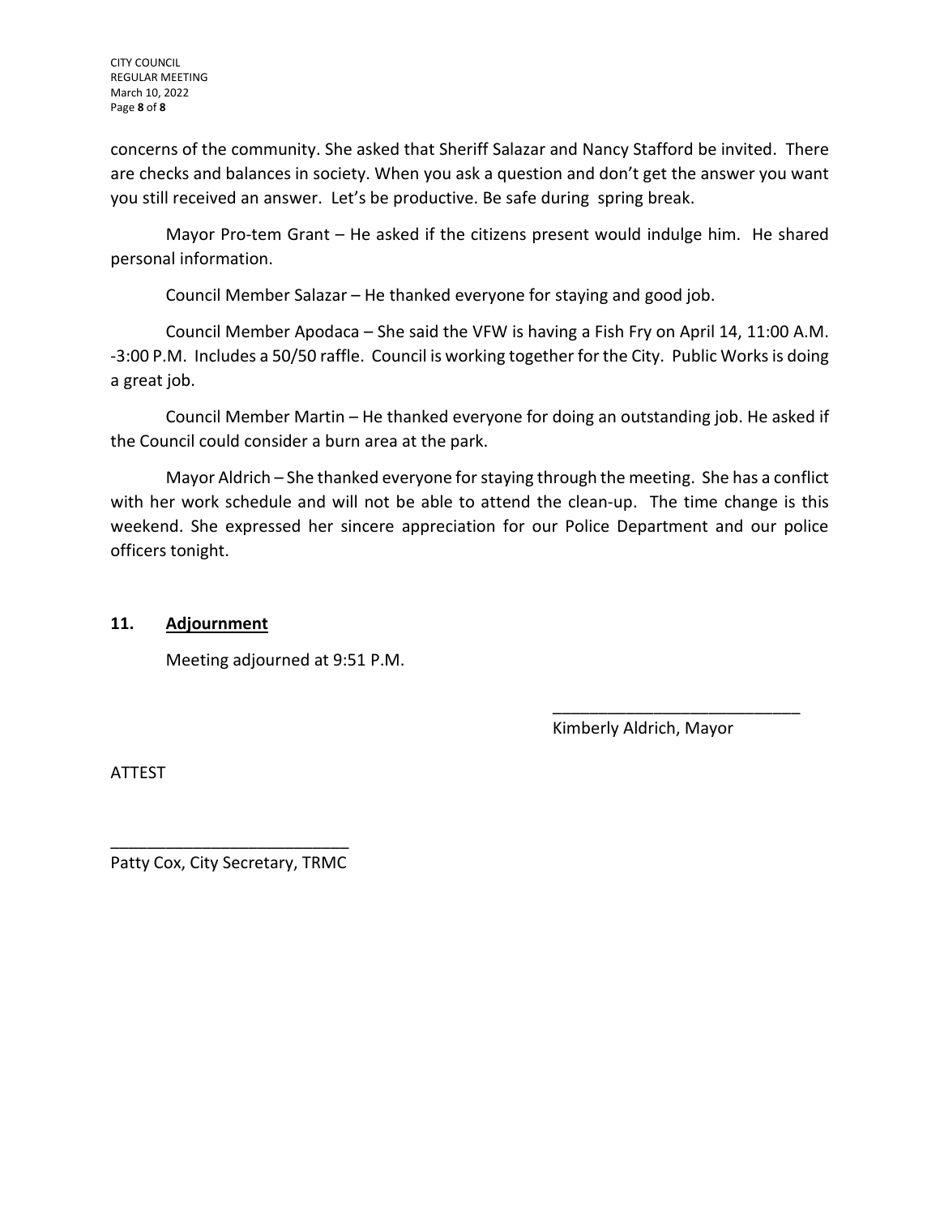concerns of the community. She asked that Sheriff Salazar and Nancy Stafford be invited. There are checks and balances in society. When you ask a question and don't get the answer you want you still received an answer. Let's be productive. Be safe during spring break.

Mayor Pro-tem Grant – He asked if the citizens present would indulge him. He shared personal information.

Council Member Salazar – He thanked everyone for staying and good job.

Council Member Apodaca – She said the VFW is having a Fish Fry on April 14, 11:00 A.M. -3:00 P.M. Includes a 50/50 raffle. Council is working together for the City. Public Works is doing a great job.

Council Member Martin – He thanked everyone for doing an outstanding job. He asked if the Council could consider a burn area at the park.

Mayor Aldrich – She thanked everyone for staying through the meeting. She has a conflict with her work schedule and will not be able to attend the clean-up. The time change is this weekend. She expressed her sincere appreciation for our Police Department and our police officers tonight.

## 11. Adjournment

Meeting adjourned at 9:51 P.M.

___________________________
Kimberly Aldrich, Mayor

ATTEST

___________________________
Patty Cox, City Secretary, TRMC